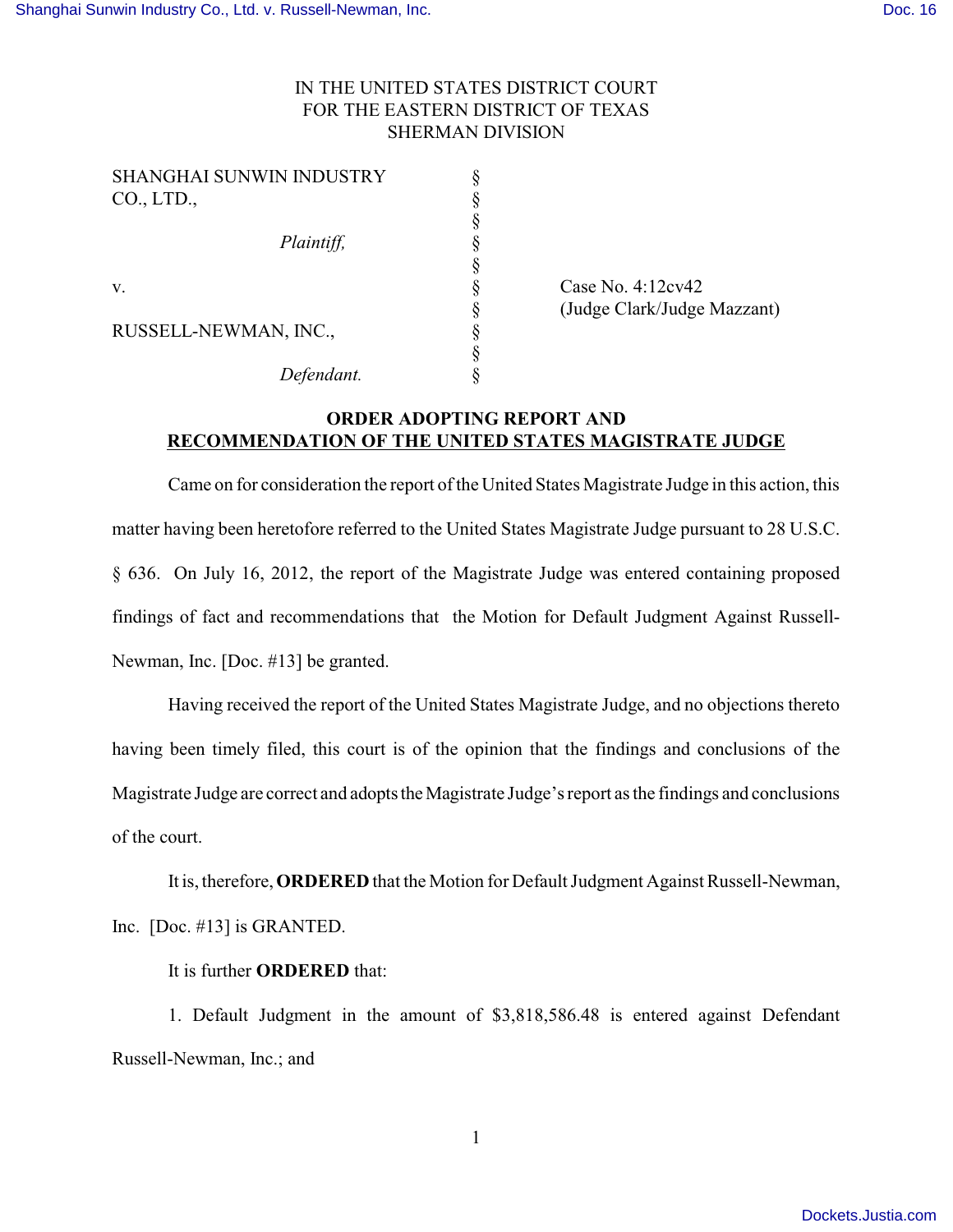IN THE UNITED STATES DISTRICT COURT
FOR THE EASTERN DISTRICT OF TEXAS
SHERMAN DIVISION

| | | |
|---|---|---|
| SHANGHAI SUNWIN INDUSTRY CO., LTD., | § | |
| *Plaintiff,* | § | |
| v. | § | Case No. 4:12cv42 |
| | § | (Judge Clark/Judge Mazzant) |
| RUSSELL-NEWMAN, INC., | § | |
| *Defendant.* | § | |

**ORDER ADOPTING REPORT AND RECOMMENDATION OF THE UNITED STATES MAGISTRATE JUDGE**

Came on for consideration the report of the United States Magistrate Judge in this action, this matter having been heretofore referred to the United States Magistrate Judge pursuant to 28 U.S.C. § 636. On July 16, 2012, the report of the Magistrate Judge was entered containing proposed findings of fact and recommendations that the Motion for Default Judgment Against Russell-Newman, Inc. [Doc. #13] be granted.

Having received the report of the United States Magistrate Judge, and no objections thereto having been timely filed, this court is of the opinion that the findings and conclusions of the Magistrate Judge are correct and adopts the Magistrate Judge's report as the findings and conclusions of the court.

It is, therefore, **ORDERED** that the Motion for Default Judgment Against Russell-Newman, Inc. [Doc. #13] is GRANTED.

It is further **ORDERED** that:

1. Default Judgment in the amount of $3,818,586.48 is entered against Defendant Russell-Newman, Inc.; and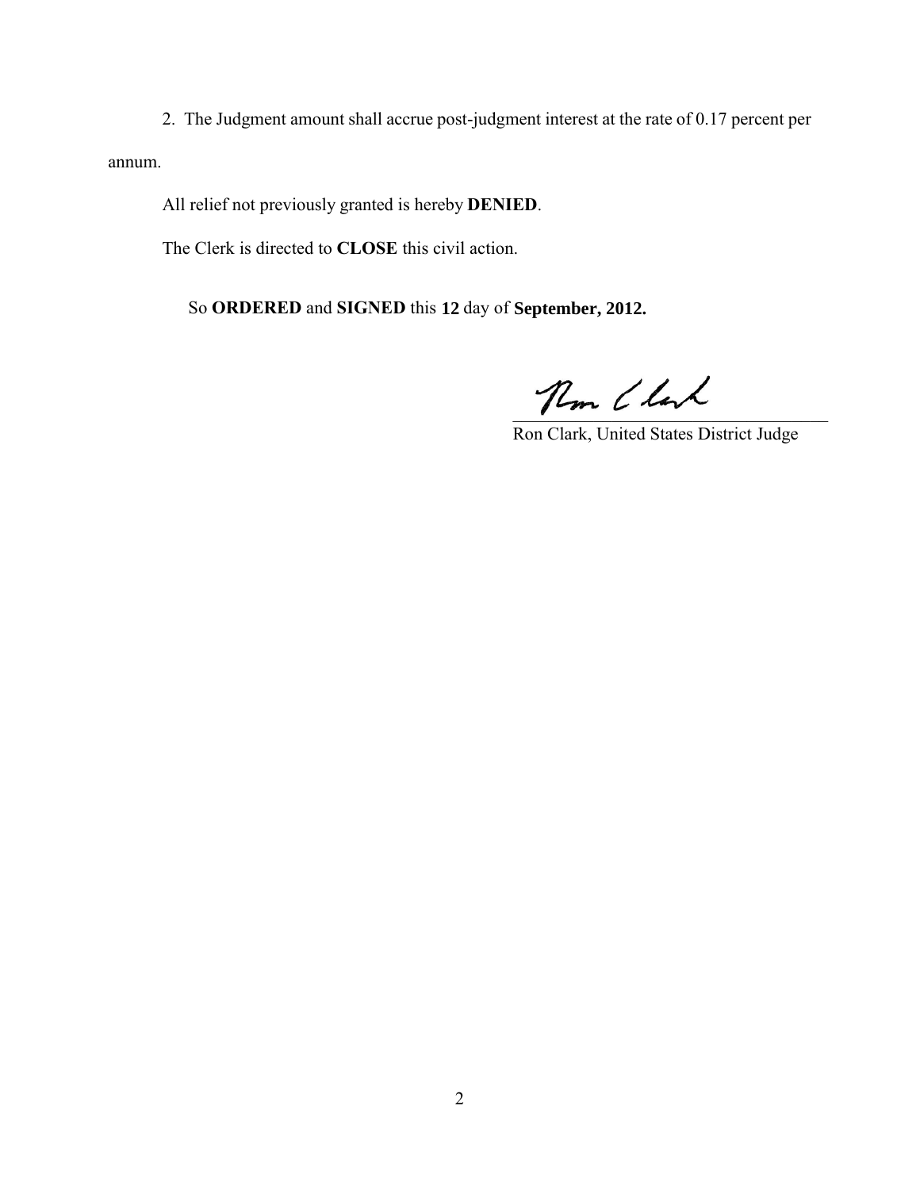2. The Judgment amount shall accrue post-judgment interest at the rate of 0.17 percent per annum.

All relief not previously granted is hereby **DENIED**.

The Clerk is directed to **CLOSE** this civil action.

So **ORDERED** and **SIGNED** this **12** day of **September, 2012.**

Ron Clark, United States District Judge